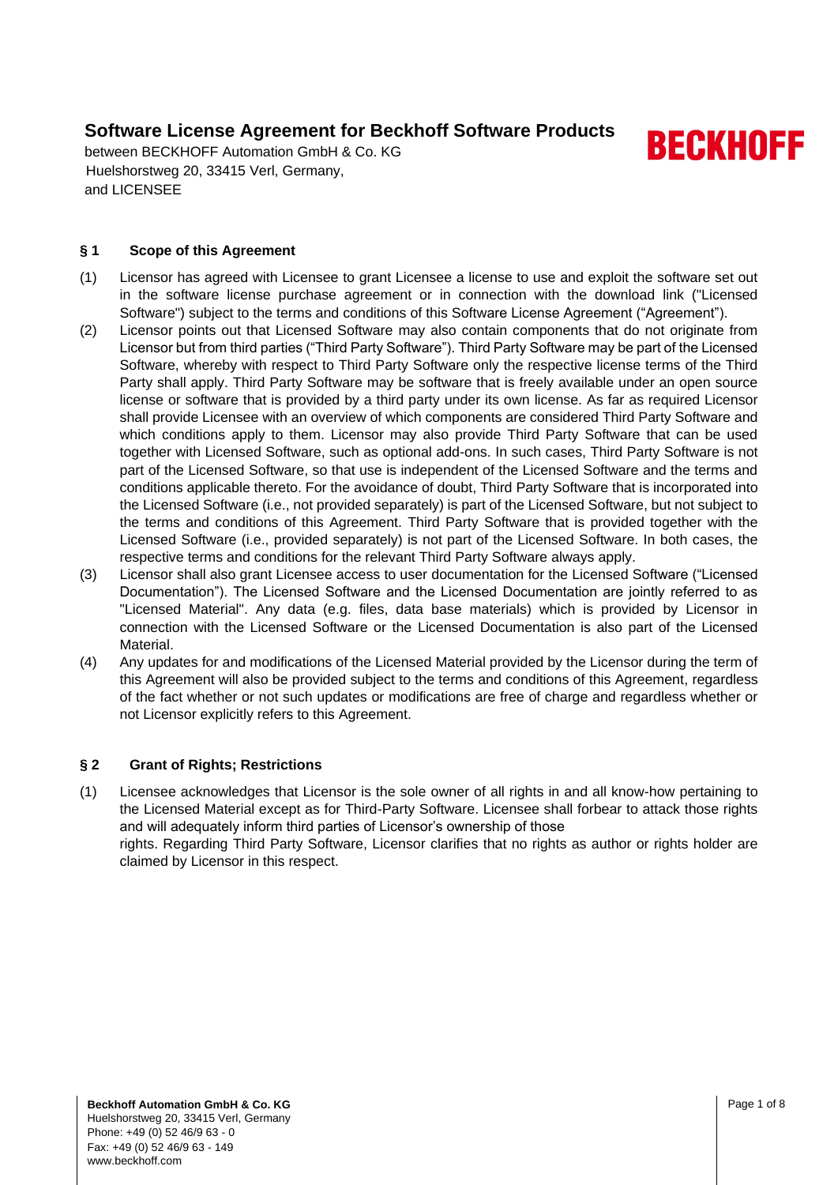# Software License Agreement for Beckhoff Software Products

between BECKHOFF Automation GmbH & Co. KG
Huelshorstweg 20, 33415 Verl, Germany,
and LICENSEE

## § 1 Scope of this Agreement

(1) Licensor has agreed with Licensee to grant Licensee a license to use and exploit the software set out in the software license purchase agreement or in connection with the download link ("Licensed Software") subject to the terms and conditions of this Software License Agreement ("Agreement").

(2) Licensor points out that Licensed Software may also contain components that do not originate from Licensor but from third parties ("Third Party Software"). Third Party Software may be part of the Licensed Software, whereby with respect to Third Party Software only the respective license terms of the Third Party shall apply. Third Party Software may be software that is freely available under an open source license or software that is provided by a third party under its own license. As far as required Licensor shall provide Licensee with an overview of which components are considered Third Party Software and which conditions apply to them. Licensor may also provide Third Party Software that can be used together with Licensed Software, such as optional add-ons. In such cases, Third Party Software is not part of the Licensed Software, so that use is independent of the Licensed Software and the terms and conditions applicable thereto. For the avoidance of doubt, Third Party Software that is incorporated into the Licensed Software (i.e., not provided separately) is part of the Licensed Software, but not subject to the terms and conditions of this Agreement. Third Party Software that is provided together with the Licensed Software (i.e., provided separately) is not part of the Licensed Software. In both cases, the respective terms and conditions for the relevant Third Party Software always apply.

(3) Licensor shall also grant Licensee access to user documentation for the Licensed Software ("Licensed Documentation"). The Licensed Software and the Licensed Documentation are jointly referred to as "Licensed Material". Any data (e.g. files, data base materials) which is provided by Licensor in connection with the Licensed Software or the Licensed Documentation is also part of the Licensed Material.

(4) Any updates for and modifications of the Licensed Material provided by the Licensor during the term of this Agreement will also be provided subject to the terms and conditions of this Agreement, regardless of the fact whether or not such updates or modifications are free of charge and regardless whether or not Licensor explicitly refers to this Agreement.

## § 2 Grant of Rights; Restrictions

(1) Licensee acknowledges that Licensor is the sole owner of all rights in and all know-how pertaining to the Licensed Material except as for Third-Party Software. Licensee shall forbear to attack those rights and will adequately inform third parties of Licensor's ownership of those rights. Regarding Third Party Software, Licensor clarifies that no rights as author or rights holder are claimed by Licensor in this respect.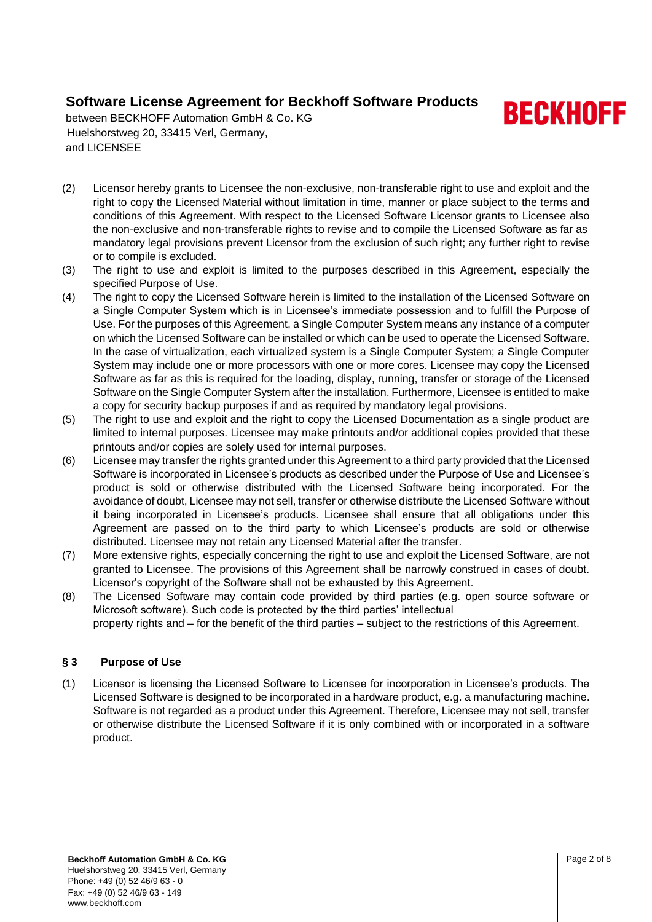(2) Licensor hereby grants to Licensee the non-exclusive, non-transferable right to use and exploit and the right to copy the Licensed Material without limitation in time, manner or place subject to the terms and conditions of this Agreement. With respect to the Licensed Software Licensor grants to Licensee also the non-exclusive and non-transferable rights to revise and to compile the Licensed Software as far as mandatory legal provisions prevent Licensor from the exclusion of such right; any further right to revise or to compile is excluded.

(3) The right to use and exploit is limited to the purposes described in this Agreement, especially the specified Purpose of Use.

(4) The right to copy the Licensed Software herein is limited to the installation of the Licensed Software on a Single Computer System which is in Licensee's immediate possession and to fulfill the Purpose of Use. For the purposes of this Agreement, a Single Computer System means any instance of a computer on which the Licensed Software can be installed or which can be used to operate the Licensed Software. In the case of virtualization, each virtualized system is a Single Computer System; a Single Computer System may include one or more processors with one or more cores. Licensee may copy the Licensed Software as far as this is required for the loading, display, running, transfer or storage of the Licensed Software on the Single Computer System after the installation. Furthermore, Licensee is entitled to make a copy for security backup purposes if and as required by mandatory legal provisions.

(5) The right to use and exploit and the right to copy the Licensed Documentation as a single product are limited to internal purposes. Licensee may make printouts and/or additional copies provided that these printouts and/or copies are solely used for internal purposes.

(6) Licensee may transfer the rights granted under this Agreement to a third party provided that the Licensed Software is incorporated in Licensee's products as described under the Purpose of Use and Licensee's product is sold or otherwise distributed with the Licensed Software being incorporated. For the avoidance of doubt, Licensee may not sell, transfer or otherwise distribute the Licensed Software without it being incorporated in Licensee's products. Licensee shall ensure that all obligations under this Agreement are passed on to the third party to which Licensee's products are sold or otherwise distributed. Licensee may not retain any Licensed Material after the transfer.

(7) More extensive rights, especially concerning the right to use and exploit the Licensed Software, are not granted to Licensee. The provisions of this Agreement shall be narrowly construed in cases of doubt. Licensor's copyright of the Software shall not be exhausted by this Agreement.

(8) The Licensed Software may contain code provided by third parties (e.g. open source software or Microsoft software). Such code is protected by the third parties' intellectual property rights and – for the benefit of the third parties – subject to the restrictions of this Agreement.

## § 3 Purpose of Use

(1) Licensor is licensing the Licensed Software to Licensee for incorporation in Licensee's products. The Licensed Software is designed to be incorporated in a hardware product, e.g. a manufacturing machine. Software is not regarded as a product under this Agreement. Therefore, Licensee may not sell, transfer or otherwise distribute the Licensed Software if it is only combined with or incorporated in a software product.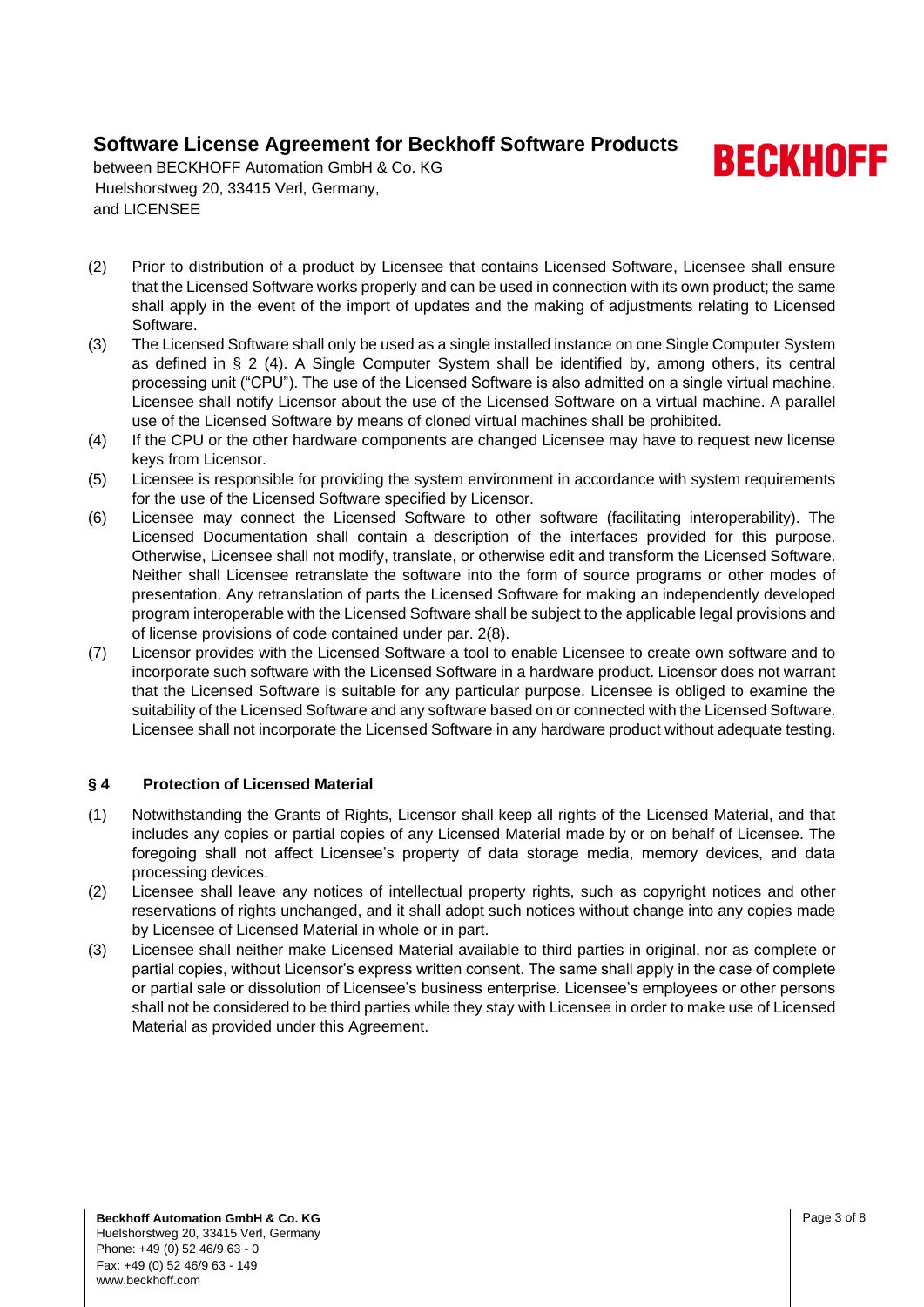(2) Prior to distribution of a product by Licensee that contains Licensed Software, Licensee shall ensure that the Licensed Software works properly and can be used in connection with its own product; the same shall apply in the event of the import of updates and the making of adjustments relating to Licensed Software.

(3) The Licensed Software shall only be used as a single installed instance on one Single Computer System as defined in § 2 (4). A Single Computer System shall be identified by, among others, its central processing unit ("CPU"). The use of the Licensed Software is also admitted on a single virtual machine. Licensee shall notify Licensor about the use of the Licensed Software on a virtual machine. A parallel use of the Licensed Software by means of cloned virtual machines shall be prohibited.

(4) If the CPU or the other hardware components are changed Licensee may have to request new license keys from Licensor.

(5) Licensee is responsible for providing the system environment in accordance with system requirements for the use of the Licensed Software specified by Licensor.

(6) Licensee may connect the Licensed Software to other software (facilitating interoperability). The Licensed Documentation shall contain a description of the interfaces provided for this purpose. Otherwise, Licensee shall not modify, translate, or otherwise edit and transform the Licensed Software. Neither shall Licensee retranslate the software into the form of source programs or other modes of presentation. Any retranslation of parts the Licensed Software for making an independently developed program interoperable with the Licensed Software shall be subject to the applicable legal provisions and of license provisions of code contained under par. 2(8).

(7) Licensor provides with the Licensed Software a tool to enable Licensee to create own software and to incorporate such software with the Licensed Software in a hardware product. Licensor does not warrant that the Licensed Software is suitable for any particular purpose. Licensee is obliged to examine the suitability of the Licensed Software and any software based on or connected with the Licensed Software. Licensee shall not incorporate the Licensed Software in any hardware product without adequate testing.

## § 4 Protection of Licensed Material

(1) Notwithstanding the Grants of Rights, Licensor shall keep all rights of the Licensed Material, and that includes any copies or partial copies of any Licensed Material made by or on behalf of Licensee. The foregoing shall not affect Licensee's property of data storage media, memory devices, and data processing devices.

(2) Licensee shall leave any notices of intellectual property rights, such as copyright notices and other reservations of rights unchanged, and it shall adopt such notices without change into any copies made by Licensee of Licensed Material in whole or in part.

(3) Licensee shall neither make Licensed Material available to third parties in original, nor as complete or partial copies, without Licensor's express written consent. The same shall apply in the case of complete or partial sale or dissolution of Licensee's business enterprise. Licensee's employees or other persons shall not be considered to be third parties while they stay with Licensee in order to make use of Licensed Material as provided under this Agreement.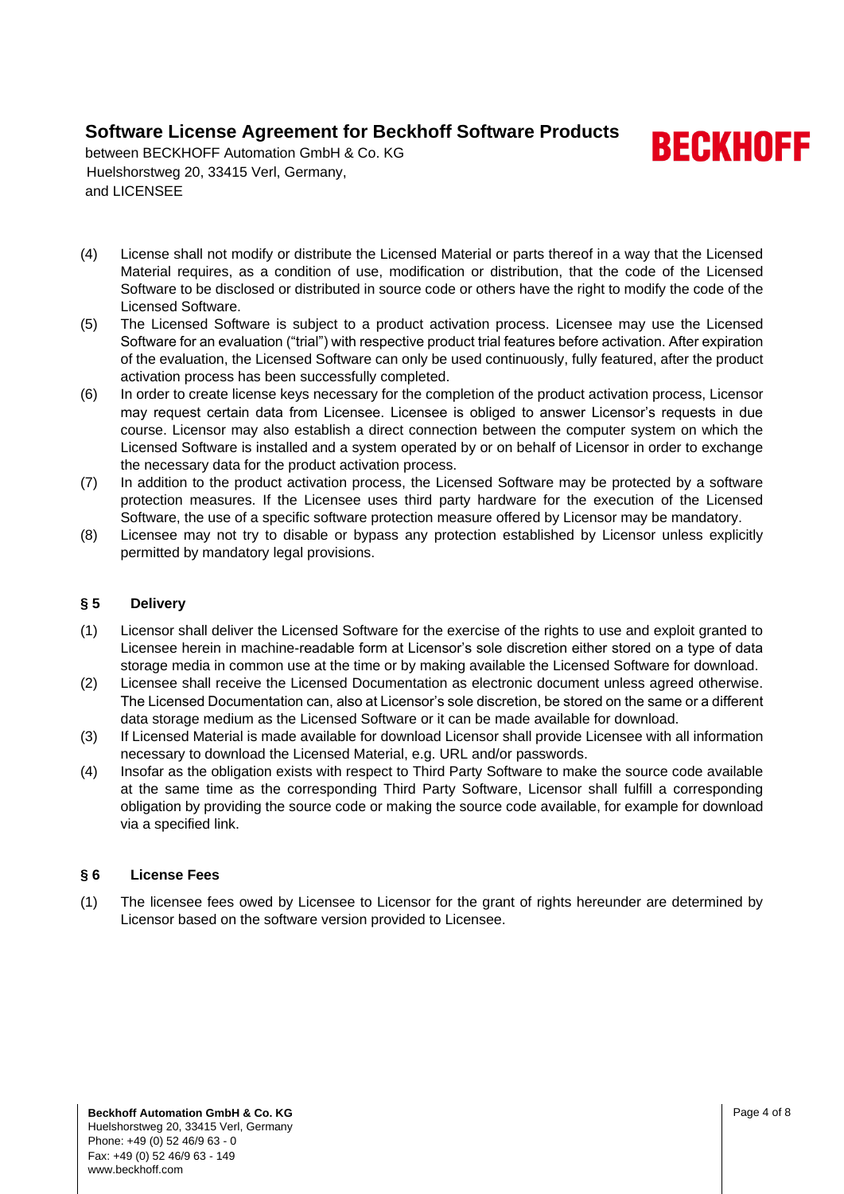(4) License shall not modify or distribute the Licensed Material or parts thereof in a way that the Licensed Material requires, as a condition of use, modification or distribution, that the code of the Licensed Software to be disclosed or distributed in source code or others have the right to modify the code of the Licensed Software.

(5) The Licensed Software is subject to a product activation process. Licensee may use the Licensed Software for an evaluation ("trial") with respective product trial features before activation. After expiration of the evaluation, the Licensed Software can only be used continuously, fully featured, after the product activation process has been successfully completed.

(6) In order to create license keys necessary for the completion of the product activation process, Licensor may request certain data from Licensee. Licensee is obliged to answer Licensor's requests in due course. Licensor may also establish a direct connection between the computer system on which the Licensed Software is installed and a system operated by or on behalf of Licensor in order to exchange the necessary data for the product activation process.

(7) In addition to the product activation process, the Licensed Software may be protected by a software protection measures. If the Licensee uses third party hardware for the execution of the Licensed Software, the use of a specific software protection measure offered by Licensor may be mandatory.

(8) Licensee may not try to disable or bypass any protection established by Licensor unless explicitly permitted by mandatory legal provisions.

## § 5 Delivery

(1) Licensor shall deliver the Licensed Software for the exercise of the rights to use and exploit granted to Licensee herein in machine-readable form at Licensor's sole discretion either stored on a type of data storage media in common use at the time or by making available the Licensed Software for download.

(2) Licensee shall receive the Licensed Documentation as electronic document unless agreed otherwise. The Licensed Documentation can, also at Licensor's sole discretion, be stored on the same or a different data storage medium as the Licensed Software or it can be made available for download.

(3) If Licensed Material is made available for download Licensor shall provide Licensee with all information necessary to download the Licensed Material, e.g. URL and/or passwords.

(4) Insofar as the obligation exists with respect to Third Party Software to make the source code available at the same time as the corresponding Third Party Software, Licensor shall fulfill a corresponding obligation by providing the source code or making the source code available, for example for download via a specified link.

## § 6 License Fees

(1) The licensee fees owed by Licensee to Licensor for the grant of rights hereunder are determined by Licensor based on the software version provided to Licensee.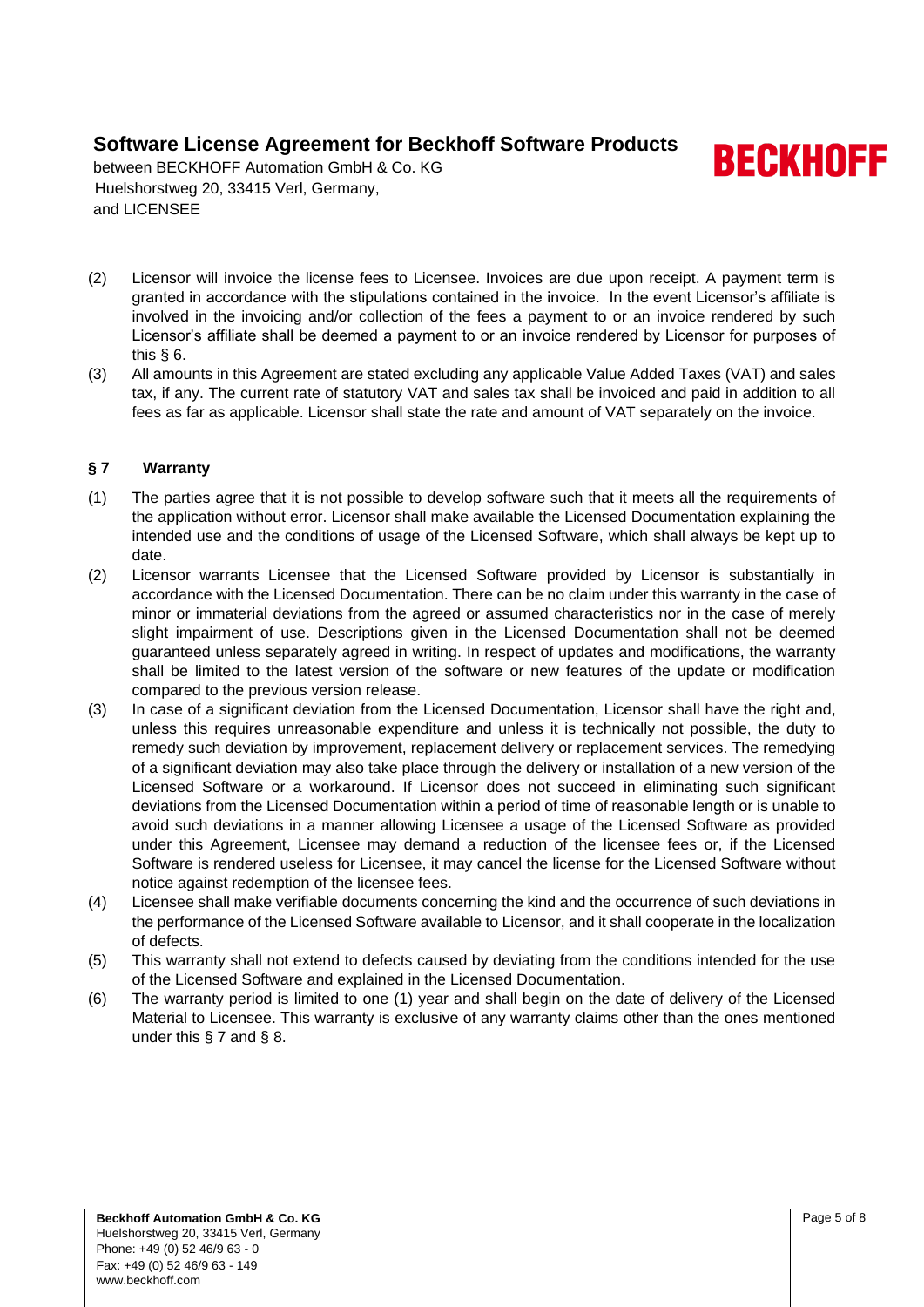(2) Licensor will invoice the license fees to Licensee. Invoices are due upon receipt. A payment term is granted in accordance with the stipulations contained in the invoice. In the event Licensor's affiliate is involved in the invoicing and/or collection of the fees a payment to or an invoice rendered by such Licensor's affiliate shall be deemed a payment to or an invoice rendered by Licensor for purposes of this § 6.

(3) All amounts in this Agreement are stated excluding any applicable Value Added Taxes (VAT) and sales tax, if any. The current rate of statutory VAT and sales tax shall be invoiced and paid in addition to all fees as far as applicable. Licensor shall state the rate and amount of VAT separately on the invoice.

### § 7 Warranty

(1) The parties agree that it is not possible to develop software such that it meets all the requirements of the application without error. Licensor shall make available the Licensed Documentation explaining the intended use and the conditions of usage of the Licensed Software, which shall always be kept up to date.

(2) Licensor warrants Licensee that the Licensed Software provided by Licensor is substantially in accordance with the Licensed Documentation. There can be no claim under this warranty in the case of minor or immaterial deviations from the agreed or assumed characteristics nor in the case of merely slight impairment of use. Descriptions given in the Licensed Documentation shall not be deemed guaranteed unless separately agreed in writing. In respect of updates and modifications, the warranty shall be limited to the latest version of the software or new features of the update or modification compared to the previous version release.

(3) In case of a significant deviation from the Licensed Documentation, Licensor shall have the right and, unless this requires unreasonable expenditure and unless it is technically not possible, the duty to remedy such deviation by improvement, replacement delivery or replacement services. The remedying of a significant deviation may also take place through the delivery or installation of a new version of the Licensed Software or a workaround. If Licensor does not succeed in eliminating such significant deviations from the Licensed Documentation within a period of time of reasonable length or is unable to avoid such deviations in a manner allowing Licensee a usage of the Licensed Software as provided under this Agreement, Licensee may demand a reduction of the licensee fees or, if the Licensed Software is rendered useless for Licensee, it may cancel the license for the Licensed Software without notice against redemption of the licensee fees.

(4) Licensee shall make verifiable documents concerning the kind and the occurrence of such deviations in the performance of the Licensed Software available to Licensor, and it shall cooperate in the localization of defects.

(5) This warranty shall not extend to defects caused by deviating from the conditions intended for the use of the Licensed Software and explained in the Licensed Documentation.

(6) The warranty period is limited to one (1) year and shall begin on the date of delivery of the Licensed Material to Licensee. This warranty is exclusive of any warranty claims other than the ones mentioned under this § 7 and § 8.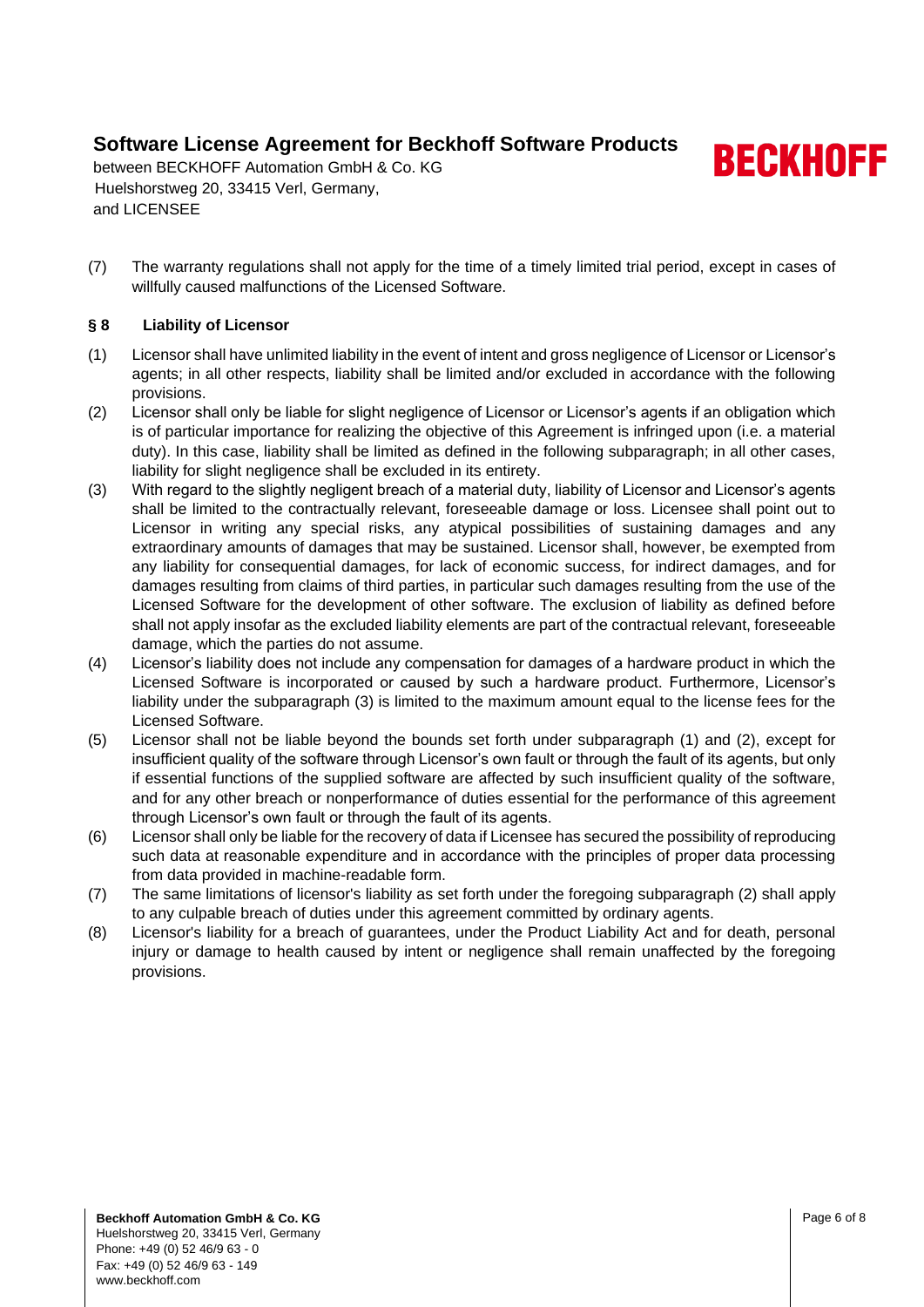(7) The warranty regulations shall not apply for the time of a timely limited trial period, except in cases of willfully caused malfunctions of the Licensed Software.

## § 8 Liability of Licensor

(1) Licensor shall have unlimited liability in the event of intent and gross negligence of Licensor or Licensor's agents; in all other respects, liability shall be limited and/or excluded in accordance with the following provisions.

(2) Licensor shall only be liable for slight negligence of Licensor or Licensor's agents if an obligation which is of particular importance for realizing the objective of this Agreement is infringed upon (i.e. a material duty). In this case, liability shall be limited as defined in the following subparagraph; in all other cases, liability for slight negligence shall be excluded in its entirety.

(3) With regard to the slightly negligent breach of a material duty, liability of Licensor and Licensor's agents shall be limited to the contractually relevant, foreseeable damage or loss. Licensee shall point out to Licensor in writing any special risks, any atypical possibilities of sustaining damages and any extraordinary amounts of damages that may be sustained. Licensor shall, however, be exempted from any liability for consequential damages, for lack of economic success, for indirect damages, and for damages resulting from claims of third parties, in particular such damages resulting from the use of the Licensed Software for the development of other software. The exclusion of liability as defined before shall not apply insofar as the excluded liability elements are part of the contractual relevant, foreseeable damage, which the parties do not assume.

(4) Licensor's liability does not include any compensation for damages of a hardware product in which the Licensed Software is incorporated or caused by such a hardware product. Furthermore, Licensor's liability under the subparagraph (3) is limited to the maximum amount equal to the license fees for the Licensed Software.

(5) Licensor shall not be liable beyond the bounds set forth under subparagraph (1) and (2), except for insufficient quality of the software through Licensor's own fault or through the fault of its agents, but only if essential functions of the supplied software are affected by such insufficient quality of the software, and for any other breach or nonperformance of duties essential for the performance of this agreement through Licensor's own fault or through the fault of its agents.

(6) Licensor shall only be liable for the recovery of data if Licensee has secured the possibility of reproducing such data at reasonable expenditure and in accordance with the principles of proper data processing from data provided in machine-readable form.

(7) The same limitations of licensor's liability as set forth under the foregoing subparagraph (2) shall apply to any culpable breach of duties under this agreement committed by ordinary agents.

(8) Licensor's liability for a breach of guarantees, under the Product Liability Act and for death, personal injury or damage to health caused by intent or negligence shall remain unaffected by the foregoing provisions.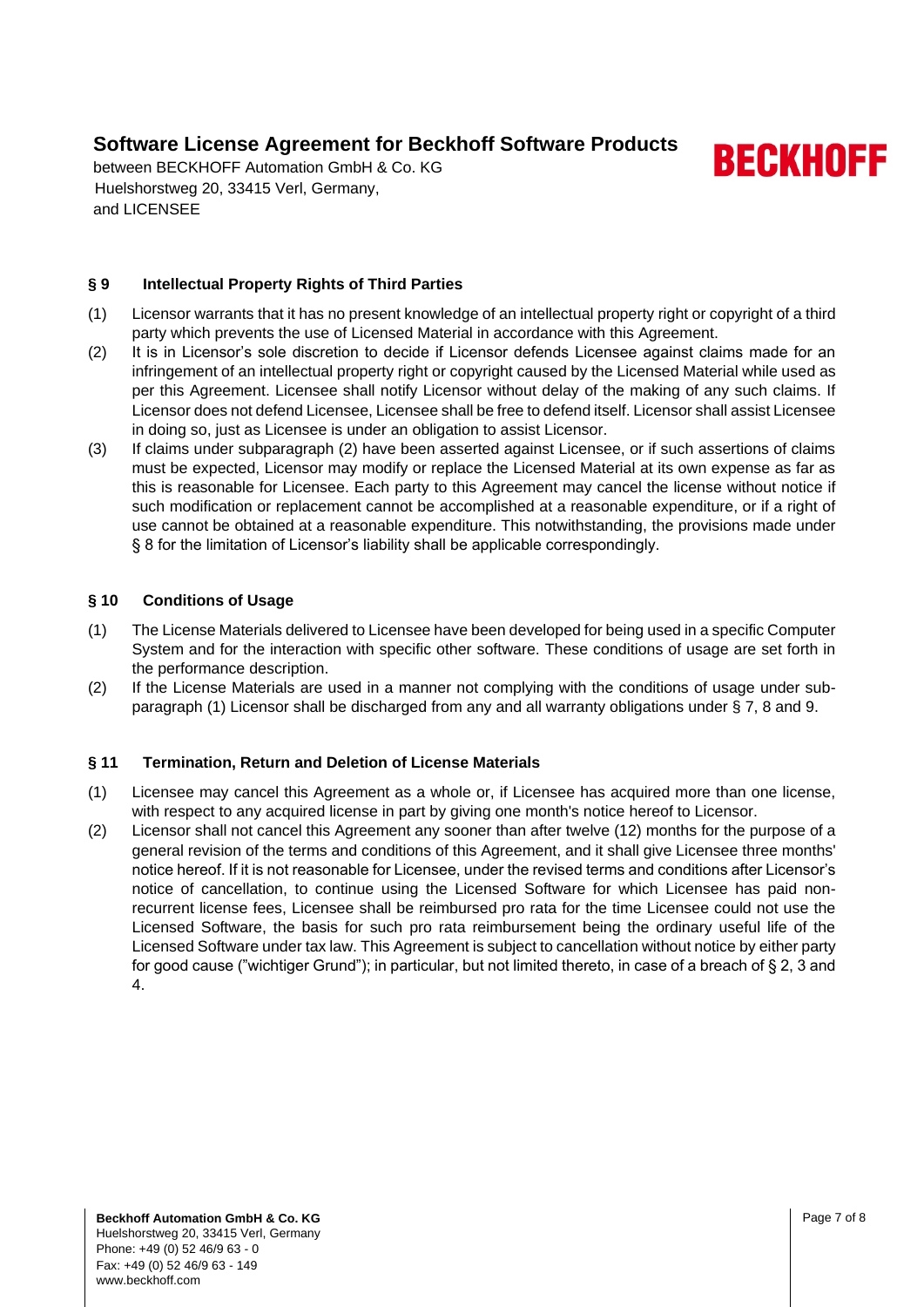## § 9 Intellectual Property Rights of Third Parties

(1) Licensor warrants that it has no present knowledge of an intellectual property right or copyright of a third party which prevents the use of Licensed Material in accordance with this Agreement.

(2) It is in Licensor's sole discretion to decide if Licensor defends Licensee against claims made for an infringement of an intellectual property right or copyright caused by the Licensed Material while used as per this Agreement. Licensee shall notify Licensor without delay of the making of any such claims. If Licensor does not defend Licensee, Licensee shall be free to defend itself. Licensor shall assist Licensee in doing so, just as Licensee is under an obligation to assist Licensor.

(3) If claims under subparagraph (2) have been asserted against Licensee, or if such assertions of claims must be expected, Licensor may modify or replace the Licensed Material at its own expense as far as this is reasonable for Licensee. Each party to this Agreement may cancel the license without notice if such modification or replacement cannot be accomplished at a reasonable expenditure, or if a right of use cannot be obtained at a reasonable expenditure. This notwithstanding, the provisions made under § 8 for the limitation of Licensor's liability shall be applicable correspondingly.

## § 10 Conditions of Usage

(1) The License Materials delivered to Licensee have been developed for being used in a specific Computer System and for the interaction with specific other software. These conditions of usage are set forth in the performance description.

(2) If the License Materials are used in a manner not complying with the conditions of usage under subparagraph (1) Licensor shall be discharged from any and all warranty obligations under § 7, 8 and 9.

## § 11 Termination, Return and Deletion of License Materials

(1) Licensee may cancel this Agreement as a whole or, if Licensee has acquired more than one license, with respect to any acquired license in part by giving one month's notice hereof to Licensor.

(2) Licensor shall not cancel this Agreement any sooner than after twelve (12) months for the purpose of a general revision of the terms and conditions of this Agreement, and it shall give Licensee three months' notice hereof. If it is not reasonable for Licensee, under the revised terms and conditions after Licensor's notice of cancellation, to continue using the Licensed Software for which Licensee has paid non-recurrent license fees, Licensee shall be reimbursed pro rata for the time Licensee could not use the Licensed Software, the basis for such pro rata reimbursement being the ordinary useful life of the Licensed Software under tax law. This Agreement is subject to cancellation without notice by either party for good cause ("wichtiger Grund"); in particular, but not limited thereto, in case of a breach of § 2, 3 and 4.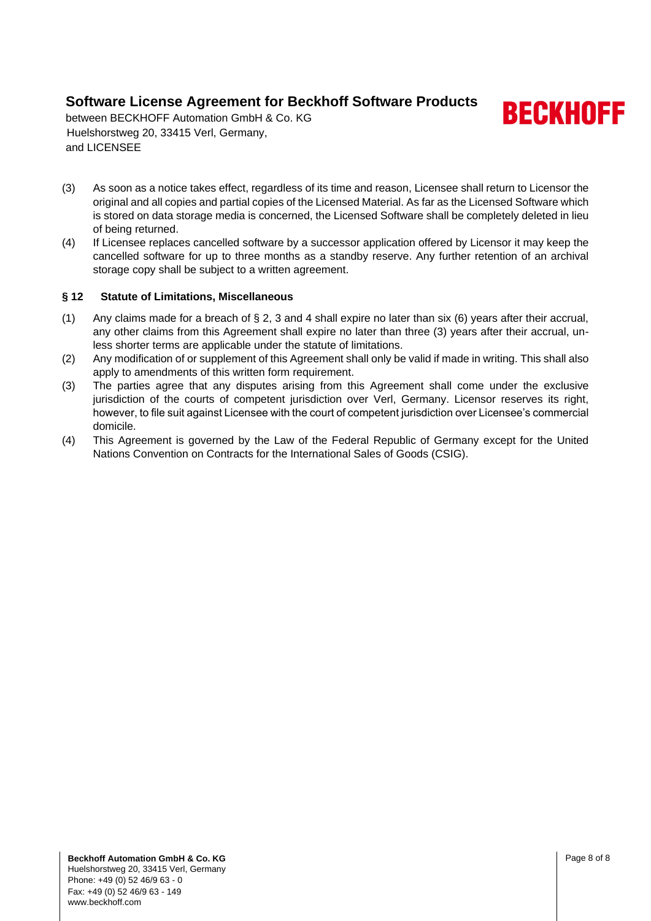(3) As soon as a notice takes effect, regardless of its time and reason, Licensee shall return to Licensor the original and all copies and partial copies of the Licensed Material. As far as the Licensed Software which is stored on data storage media is concerned, the Licensed Software shall be completely deleted in lieu of being returned.

(4) If Licensee replaces cancelled software by a successor application offered by Licensor it may keep the cancelled software for up to three months as a standby reserve. Any further retention of an archival storage copy shall be subject to a written agreement.

### § 12 Statute of Limitations, Miscellaneous

(1) Any claims made for a breach of § 2, 3 and 4 shall expire no later than six (6) years after their accrual, any other claims from this Agreement shall expire no later than three (3) years after their accrual, unless shorter terms are applicable under the statute of limitations.

(2) Any modification of or supplement of this Agreement shall only be valid if made in writing. This shall also apply to amendments of this written form requirement.

(3) The parties agree that any disputes arising from this Agreement shall come under the exclusive jurisdiction of the courts of competent jurisdiction over Verl, Germany. Licensor reserves its right, however, to file suit against Licensee with the court of competent jurisdiction over Licensee's commercial domicile.

(4) This Agreement is governed by the Law of the Federal Republic of Germany except for the United Nations Convention on Contracts for the International Sales of Goods (CSIG).